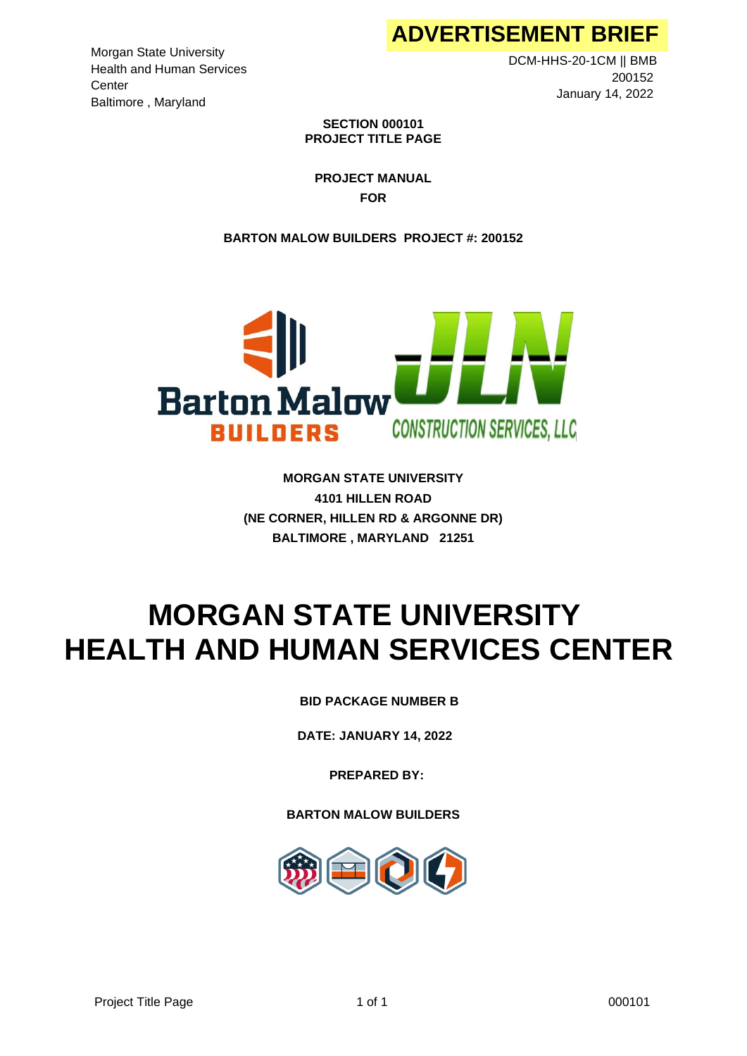Morgan State University
Health and Human Services Center
Baltimore , Maryland

**ADVERTISEMENT BRIEF**

DCM-HHS-20-1CM || BMB 200152
January 14, 2022

**SECTION 000101**
**PROJECT TITLE PAGE**

**PROJECT MANUAL**

**FOR**

**BARTON MALOW BUILDERS PROJECT #: 200152**

**MORGAN STATE UNIVERSITY**
**4101 HILLEN ROAD**
**(NE CORNER, HILLEN RD & ARGONNE DR)**
**BALTIMORE , MARYLAND 21251**

# MORGAN STATE UNIVERSITY HEALTH AND HUMAN SERVICES CENTER

**BID PACKAGE NUMBER B**

**DATE: JANUARY 14, 2022**

**PREPARED BY:**

**BARTON MALOW BUILDERS**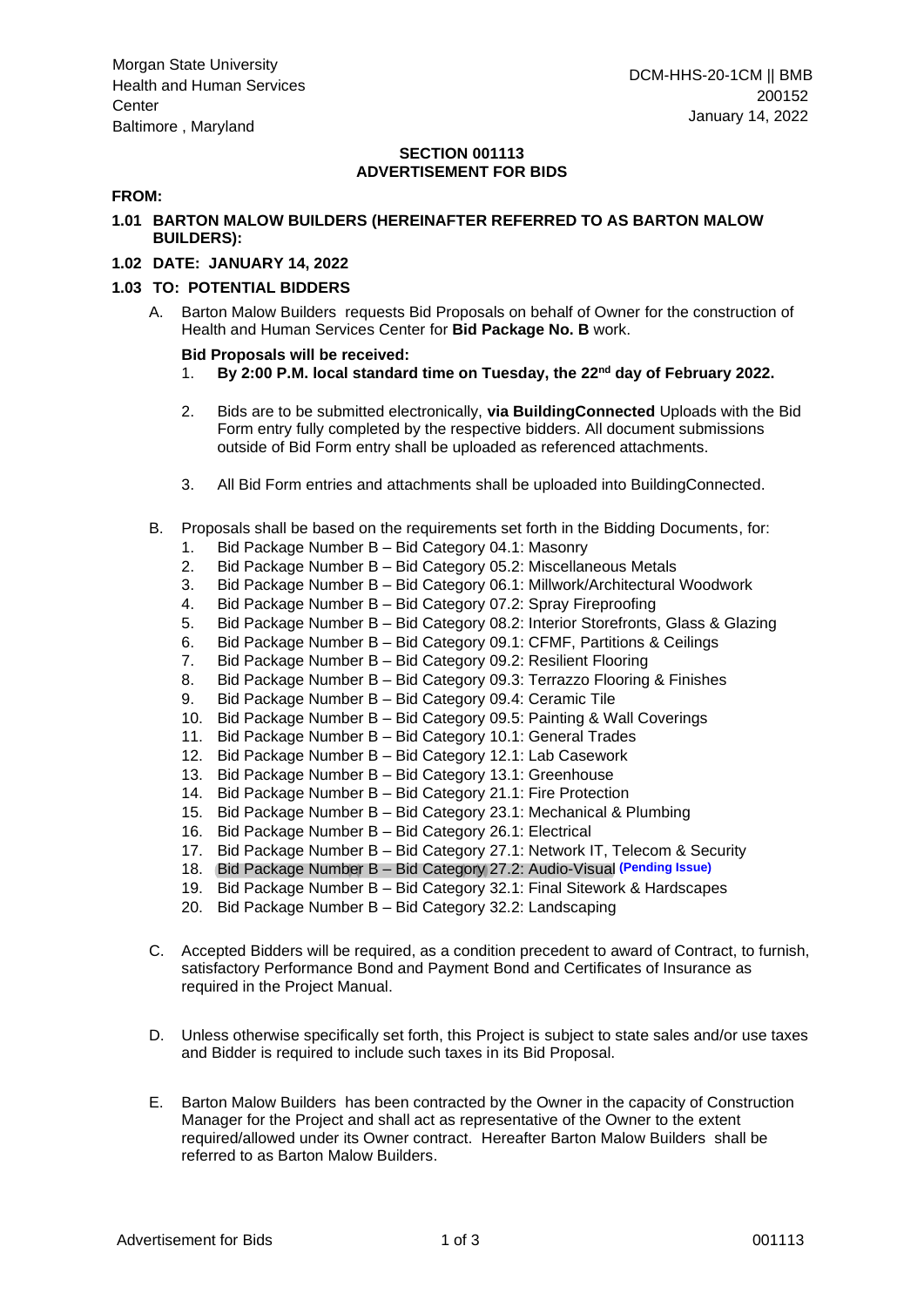**SECTION 001113**
**ADVERTISEMENT FOR BIDS**

**FROM:**

**1.01 BARTON MALOW BUILDERS (HEREINAFTER REFERRED TO AS BARTON MALOW BUILDERS):**

**1.02 DATE: JANUARY 14, 2022**

**1.03 TO: POTENTIAL BIDDERS**

A. Barton Malow Builders requests Bid Proposals on behalf of Owner for the construction of Health and Human Services Center for **Bid Package No. B** work.

**Bid Proposals will be received:**

1. **By 2:00 P.M. local standard time on Tuesday, the 22nd day of February 2022.**
2. Bids are to be submitted electronically, **via BuildingConnected** Uploads with the Bid Form entry fully completed by the respective bidders. All document submissions outside of Bid Form entry shall be uploaded as referenced attachments.
3. All Bid Form entries and attachments shall be uploaded into BuildingConnected.

B. Proposals shall be based on the requirements set forth in the Bidding Documents, for:

1. Bid Package Number B – Bid Category 04.1: Masonry
2. Bid Package Number B – Bid Category 05.2: Miscellaneous Metals
3. Bid Package Number B – Bid Category 06.1: Millwork/Architectural Woodwork
4. Bid Package Number B – Bid Category 07.2: Spray Fireproofing
5. Bid Package Number B – Bid Category 08.2: Interior Storefronts, Glass & Glazing
6. Bid Package Number B – Bid Category 09.1: CFMF, Partitions & Ceilings
7. Bid Package Number B – Bid Category 09.2: Resilient Flooring
8. Bid Package Number B – Bid Category 09.3: Terrazzo Flooring & Finishes
9. Bid Package Number B – Bid Category 09.4: Ceramic Tile
10. Bid Package Number B – Bid Category 09.5: Painting & Wall Coverings
11. Bid Package Number B – Bid Category 10.1: General Trades
12. Bid Package Number B – Bid Category 12.1: Lab Casework
13. Bid Package Number B – Bid Category 13.1: Greenhouse
14. Bid Package Number B – Bid Category 21.1: Fire Protection
15. Bid Package Number B – Bid Category 23.1: Mechanical & Plumbing
16. Bid Package Number B – Bid Category 26.1: Electrical
17. Bid Package Number B – Bid Category 27.1: Network IT, Telecom & Security
18. Bid Package Number B – Bid Category 27.2: Audio-Visual **(Pending Issue)**
19. Bid Package Number B – Bid Category 32.1: Final Sitework & Hardscapes
20. Bid Package Number B – Bid Category 32.2: Landscaping

C. Accepted Bidders will be required, as a condition precedent to award of Contract, to furnish, satisfactory Performance Bond and Payment Bond and Certificates of Insurance as required in the Project Manual.

D. Unless otherwise specifically set forth, this Project is subject to state sales and/or use taxes and Bidder is required to include such taxes in its Bid Proposal.

E. Barton Malow Builders has been contracted by the Owner in the capacity of Construction Manager for the Project and shall act as representative of the Owner to the extent required/allowed under its Owner contract. Hereafter Barton Malow Builders shall be referred to as Barton Malow Builders.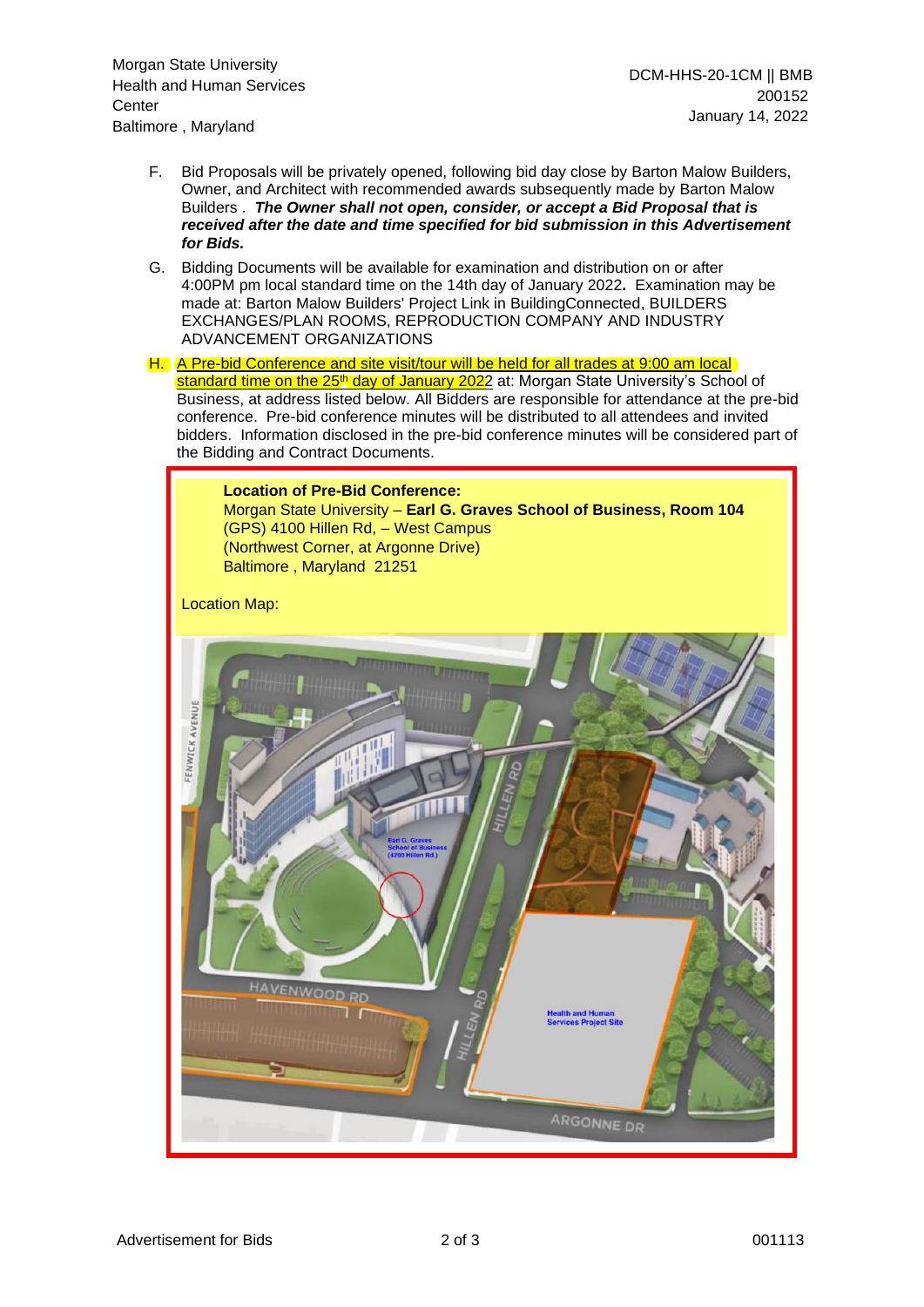F. Bid Proposals will be privately opened, following bid day close by Barton Malow Builders, Owner, and Architect with recommended awards subsequently made by Barton Malow Builders . ***The Owner shall not open, consider, or accept a Bid Proposal that is received after the date and time specified for bid submission in this Advertisement for Bids.***

G. Bidding Documents will be available for examination and distribution on or after 4:00PM pm local standard time on the 14th day of January 2022**.** Examination may be made at: Barton Malow Builders' Project Link in BuildingConnected, BUILDERS EXCHANGES/PLAN ROOMS, REPRODUCTION COMPANY AND INDUSTRY ADVANCEMENT ORGANIZATIONS

H. A Pre-bid Conference and site visit/tour will be held for all trades at 9:00 am local standard time on the 25th day of January 2022 at: Morgan State University's School of Business, at address listed below. All Bidders are responsible for attendance at the pre-bid conference. Pre-bid conference minutes will be distributed to all attendees and invited bidders. Information disclosed in the pre-bid conference minutes will be considered part of the Bidding and Contract Documents.

**Location of Pre-Bid Conference:**
Morgan State University – **Earl G. Graves School of Business, Room 104**
(GPS) 4100 Hillen Rd, – West Campus
(Northwest Corner, at Argonne Drive)
Baltimore , Maryland 21251

Location Map: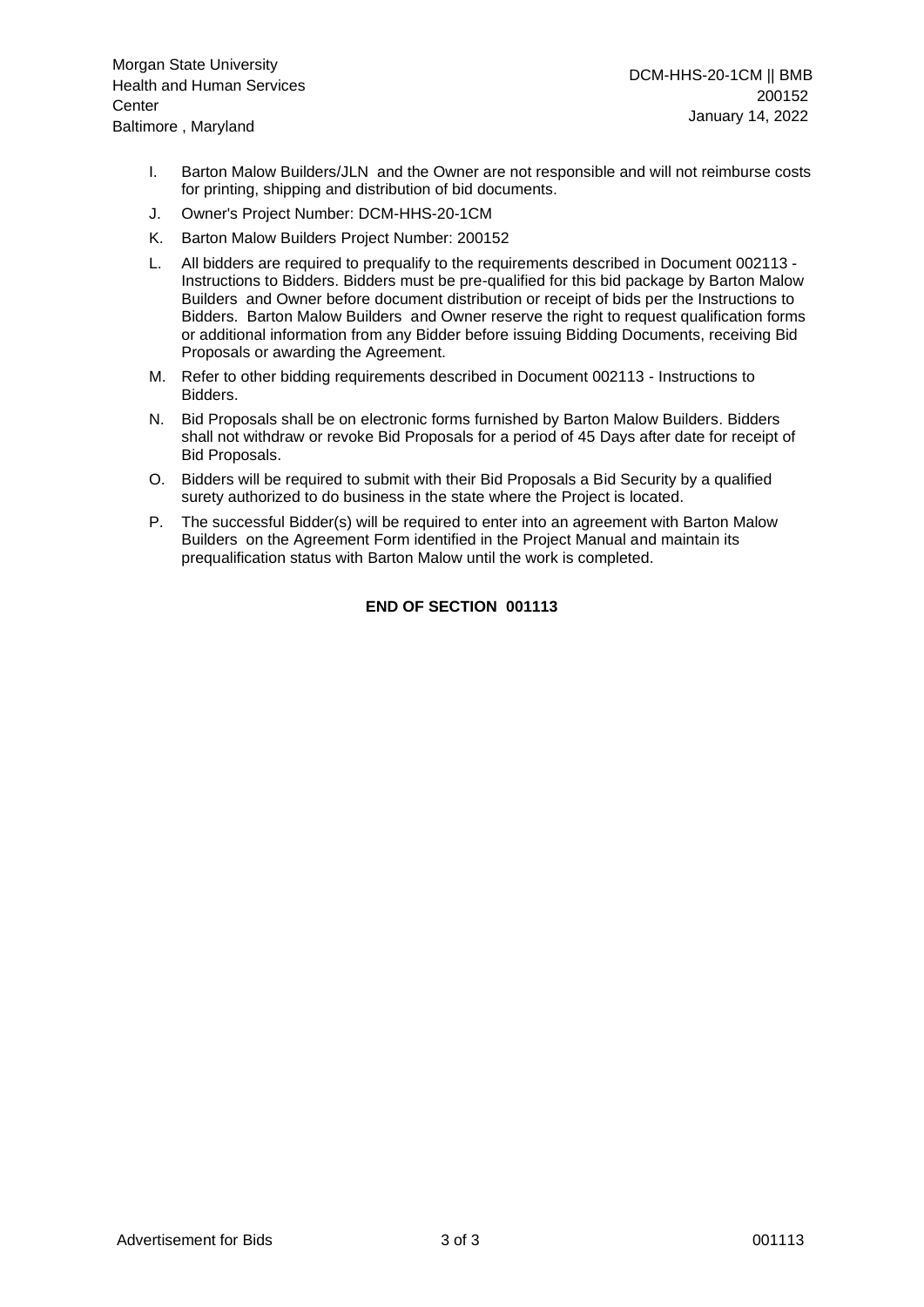I. Barton Malow Builders/JLN and the Owner are not responsible and will not reimburse costs for printing, shipping and distribution of bid documents.

J. Owner's Project Number: DCM-HHS-20-1CM

K. Barton Malow Builders Project Number: 200152

L. All bidders are required to prequalify to the requirements described in Document 002113 - Instructions to Bidders. Bidders must be pre-qualified for this bid package by Barton Malow Builders and Owner before document distribution or receipt of bids per the Instructions to Bidders. Barton Malow Builders and Owner reserve the right to request qualification forms or additional information from any Bidder before issuing Bidding Documents, receiving Bid Proposals or awarding the Agreement.

M. Refer to other bidding requirements described in Document 002113 - Instructions to Bidders.

N. Bid Proposals shall be on electronic forms furnished by Barton Malow Builders. Bidders shall not withdraw or revoke Bid Proposals for a period of 45 Days after date for receipt of Bid Proposals.

O. Bidders will be required to submit with their Bid Proposals a Bid Security by a qualified surety authorized to do business in the state where the Project is located.

P. The successful Bidder(s) will be required to enter into an agreement with Barton Malow Builders on the Agreement Form identified in the Project Manual and maintain its prequalification status with Barton Malow until the work is completed.

**END OF SECTION 001113**